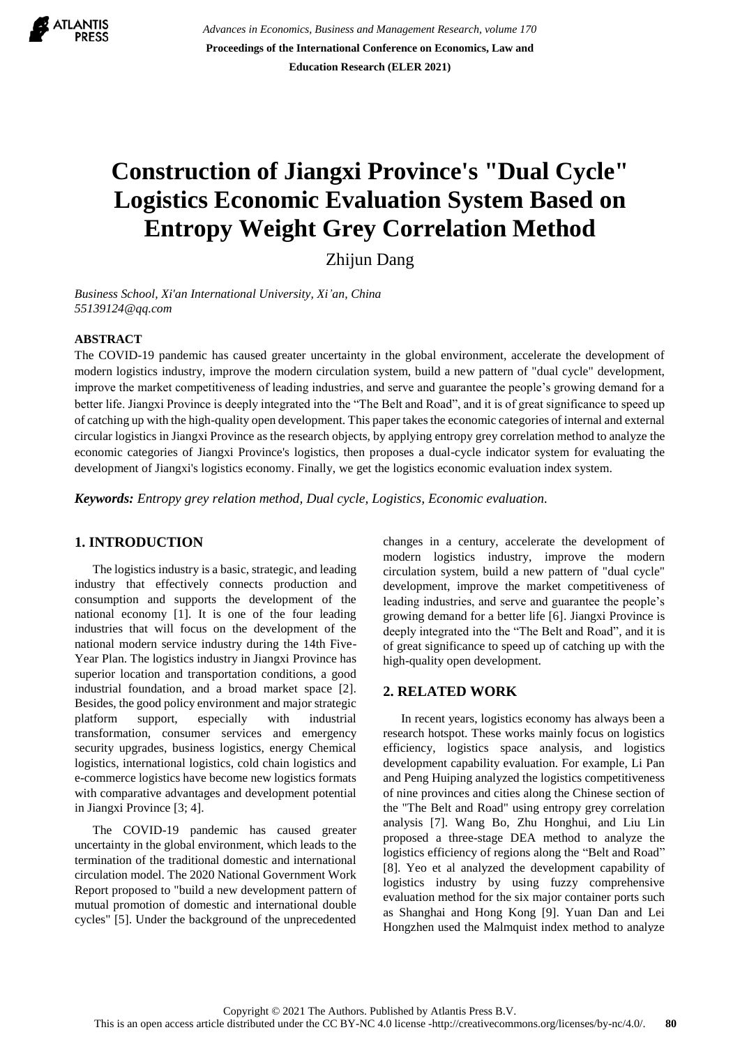# Construction of Jiangxi Province's "Dual Cycle" Logistics Economic Evaluation System Based on Entropy Weight Grey Correlation Method

Zhijun Dang

*Business School, Xi'an International University, Xi'an, China*
*55139124@qq.com*

## ABSTRACT

The COVID-19 pandemic has caused greater uncertainty in the global environment, accelerate the development of modern logistics industry, improve the modern circulation system, build a new pattern of "dual cycle" development, improve the market competitiveness of leading industries, and serve and guarantee the people's growing demand for a better life. Jiangxi Province is deeply integrated into the "The Belt and Road", and it is of great significance to speed up of catching up with the high-quality open development. This paper takes the economic categories of internal and external circular logistics in Jiangxi Province as the research objects, by applying entropy grey correlation method to analyze the economic categories of Jiangxi Province's logistics, then proposes a dual-cycle indicator system for evaluating the development of Jiangxi's logistics economy. Finally, we get the logistics economic evaluation index system.

***Keywords:*** *Entropy grey relation method, Dual cycle, Logistics, Economic evaluation.*

## 1. INTRODUCTION

The logistics industry is a basic, strategic, and leading industry that effectively connects production and consumption and supports the development of the national economy [1]. It is one of the four leading industries that will focus on the development of the national modern service industry during the 14th Five-Year Plan. The logistics industry in Jiangxi Province has superior location and transportation conditions, a good industrial foundation, and a broad market space [2]. Besides, the good policy environment and major strategic platform support, especially with industrial transformation, consumer services and emergency security upgrades, business logistics, energy Chemical logistics, international logistics, cold chain logistics and e-commerce logistics have become new logistics formats with comparative advantages and development potential in Jiangxi Province [3; 4].

The COVID-19 pandemic has caused greater uncertainty in the global environment, which leads to the termination of the traditional domestic and international circulation model. The 2020 National Government Work Report proposed to "build a new development pattern of mutual promotion of domestic and international double cycles" [5]. Under the background of the unprecedented changes in a century, accelerate the development of modern logistics industry, improve the modern circulation system, build a new pattern of "dual cycle" development, improve the market competitiveness of leading industries, and serve and guarantee the people's growing demand for a better life [6]. Jiangxi Province is deeply integrated into the "The Belt and Road", and it is of great significance to speed up of catching up with the high-quality open development.

## 2. RELATED WORK

In recent years, logistics economy has always been a research hotspot. These works mainly focus on logistics efficiency, logistics space analysis, and logistics development capability evaluation. For example, Li Pan and Peng Huiping analyzed the logistics competitiveness of nine provinces and cities along the Chinese section of the "The Belt and Road" using entropy grey correlation analysis [7]. Wang Bo, Zhu Honghui, and Liu Lin proposed a three-stage DEA method to analyze the logistics efficiency of regions along the "Belt and Road" [8]. Yeo et al analyzed the development capability of logistics industry by using fuzzy comprehensive evaluation method for the six major container ports such as Shanghai and Hong Kong [9]. Yuan Dan and Lei Hongzhen used the Malmquist index method to analyze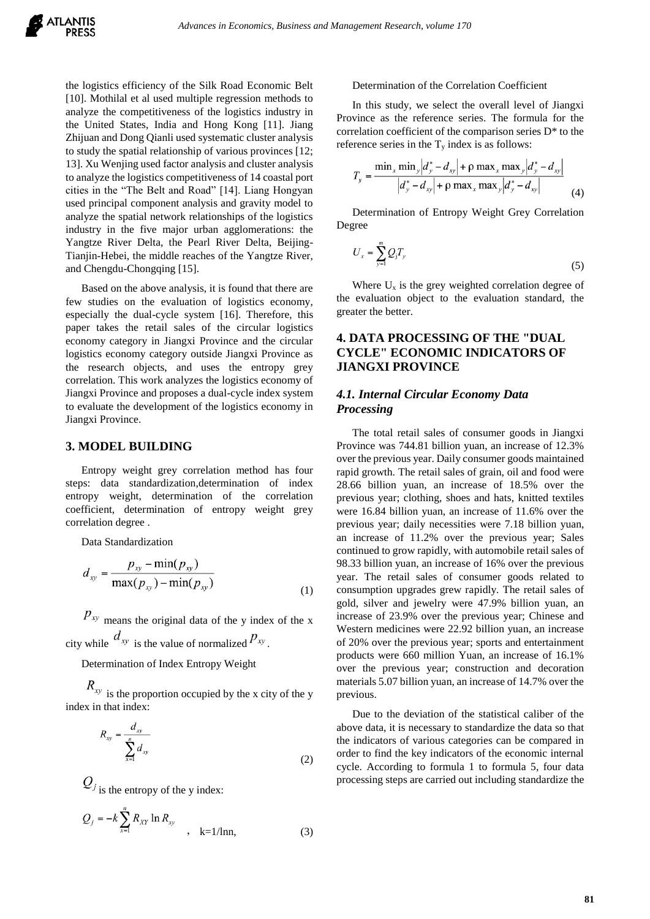the logistics efficiency of the Silk Road Economic Belt [10]. Mothilal et al used multiple regression methods to analyze the competitiveness of the logistics industry in the United States, India and Hong Kong [11]. Jiang Zhijuan and Dong Qianli used systematic cluster analysis to study the spatial relationship of various provinces [12; 13]. Xu Wenjing used factor analysis and cluster analysis to analyze the logistics competitiveness of 14 coastal port cities in the "The Belt and Road" [14]. Liang Hongyan used principal component analysis and gravity model to analyze the spatial network relationships of the logistics industry in the five major urban agglomerations: the Yangtze River Delta, the Pearl River Delta, Beijing-Tianjin-Hebei, the middle reaches of the Yangtze River, and Chengdu-Chongqing [15].

Based on the above analysis, it is found that there are few studies on the evaluation of logistics economy, especially the dual-cycle system [16]. Therefore, this paper takes the retail sales of the circular logistics economy category in Jiangxi Province and the circular logistics economy category outside Jiangxi Province as the research objects, and uses the entropy grey correlation. This work analyzes the logistics economy of Jiangxi Province and proposes a dual-cycle index system to evaluate the development of the logistics economy in Jiangxi Province.

## 3. MODEL BUILDING

Entropy weight grey correlation method has four steps: data standardization,determination of index entropy weight, determination of the correlation coefficient, determination of entropy weight grey correlation degree .

Data Standardization

$$d_{xy} = \frac{p_{xy} - \min(p_{xy})}{\max(p_{xy}) - \min(p_{xy})} \tag{1}$$

$p_{xy}$ means the original data of the y index of the x city while $d_{xy}$ is the value of normalized $p_{xy}$.

Determination of Index Entropy Weight

$R_{xy}$ is the proportion occupied by the x city of the y index in that index:

$$R_{xy} = \frac{d_{xy}}{\sum_{x=1}^{n} d_{xy}} \tag{2}$$

$Q_j$ is the entropy of the y index:

$$Q_j = -k\sum_{x=1}^{n} R_{XY} \ln R_{xy} \quad , \quad k=1/\ln n, \tag{3}$$

Determination of the Correlation Coefficient

In this study, we select the overall level of Jiangxi Province as the reference series. The formula for the correlation coefficient of the comparison series D* to the reference series in the $T_y$ index is as follows:

$$T_y = \frac{\min_x \min_y \left|d_y^* - d_{xy}\right| + \rho \max_x \max_y \left|d_y^* - d_{xy}\right|}{\left|d_y^* - d_{xy}\right| + \rho \max_x \max_y \left|d_y^* - d_{xy}\right|} \tag{4}$$

Determination of Entropy Weight Grey Correlation Degree

$$U_x = \sum_{y=1}^{m} Q_j T_y \tag{5}$$

Where $U_x$ is the grey weighted correlation degree of the evaluation object to the evaluation standard, the greater the better.

## 4. DATA PROCESSING OF THE "DUAL CYCLE" ECONOMIC INDICATORS OF JIANGXI PROVINCE

### *4.1. Internal Circular Economy Data Processing*

The total retail sales of consumer goods in Jiangxi Province was 744.81 billion yuan, an increase of 12.3% over the previous year. Daily consumer goods maintained rapid growth. The retail sales of grain, oil and food were 28.66 billion yuan, an increase of 18.5% over the previous year; clothing, shoes and hats, knitted textiles were 16.84 billion yuan, an increase of 11.6% over the previous year; daily necessities were 7.18 billion yuan, an increase of 11.2% over the previous year; Sales continued to grow rapidly, with automobile retail sales of 98.33 billion yuan, an increase of 16% over the previous year. The retail sales of consumer goods related to consumption upgrades grew rapidly. The retail sales of gold, silver and jewelry were 47.9% billion yuan, an increase of 23.9% over the previous year; Chinese and Western medicines were 22.92 billion yuan, an increase of 20% over the previous year; sports and entertainment products were 660 million Yuan, an increase of 16.1% over the previous year; construction and decoration materials 5.07 billion yuan, an increase of 14.7% over the previous.

Due to the deviation of the statistical caliber of the above data, it is necessary to standardize the data so that the indicators of various categories can be compared in order to find the key indicators of the economic internal cycle. According to formula 1 to formula 5, four data processing steps are carried out including standardize the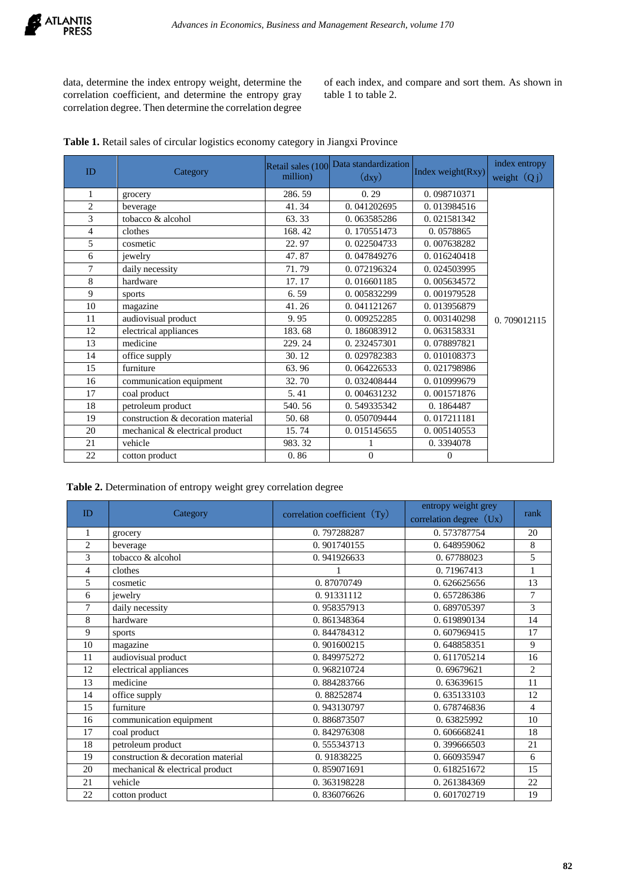data, determine the index entropy weight, determine the correlation coefficient, and determine the entropy gray correlation degree. Then determine the correlation degree of each index, and compare and sort them. As shown in table 1 to table 2.

**Table 1.** Retail sales of circular logistics economy category in Jiangxi Province

| ID | Category | Retail sales (100 million) | Data standardization (dxy) | Index weight(Rxy) | index entropy weight (Qj) |
|---|---|---|---|---|---|
| 1 | grocery | 286. 59 | 0. 29 | 0. 098710371 | 0. 709012115 |
| 2 | beverage | 41. 34 | 0. 041202695 | 0. 013984516 | |
| 3 | tobacco & alcohol | 63. 33 | 0. 063585286 | 0. 021581342 | |
| 4 | clothes | 168. 42 | 0. 170551473 | 0. 0578865 | |
| 5 | cosmetic | 22. 97 | 0. 022504733 | 0. 007638282 | |
| 6 | jewelry | 47. 87 | 0. 047849276 | 0. 016240418 | |
| 7 | daily necessity | 71. 79 | 0. 072196324 | 0. 024503995 | |
| 8 | hardware | 17. 17 | 0. 016601185 | 0. 005634572 | |
| 9 | sports | 6. 59 | 0. 005832299 | 0. 001979528 | |
| 10 | magazine | 41. 26 | 0. 041121267 | 0. 013956879 | |
| 11 | audiovisual product | 9. 95 | 0. 009252285 | 0. 003140298 | |
| 12 | electrical appliances | 183. 68 | 0. 186083912 | 0. 063158331 | |
| 13 | medicine | 229. 24 | 0. 232457301 | 0. 078897821 | |
| 14 | office supply | 30. 12 | 0. 029782383 | 0. 010108373 | |
| 15 | furniture | 63. 96 | 0. 064226533 | 0. 021798986 | |
| 16 | communication equipment | 32. 70 | 0. 032408444 | 0. 010999679 | |
| 17 | coal product | 5. 41 | 0. 004631232 | 0. 001571876 | |
| 18 | petroleum product | 540. 56 | 0. 549335342 | 0. 1864487 | |
| 19 | construction & decoration material | 50. 68 | 0. 050709444 | 0. 017211181 | |
| 20 | mechanical & electrical product | 15. 74 | 0. 015145655 | 0. 005140553 | |
| 21 | vehicle | 983. 32 | 1 | 0. 3394078 | |
| 22 | cotton product | 0. 86 | 0 | 0 | |

**Table 2.** Determination of entropy weight grey correlation degree

| ID | Category | correlation coefficient (Ty) | entropy weight grey correlation degree (Ux) | rank |
|---|---|---|---|---|
| 1 | grocery | 0. 797288287 | 0. 573787754 | 20 |
| 2 | beverage | 0. 901740155 | 0. 648959062 | 8 |
| 3 | tobacco & alcohol | 0. 941926633 | 0. 67788023 | 5 |
| 4 | clothes | 1 | 0. 71967413 | 1 |
| 5 | cosmetic | 0. 87070749 | 0. 626625656 | 13 |
| 6 | jewelry | 0. 91331112 | 0. 657286386 | 7 |
| 7 | daily necessity | 0. 958357913 | 0. 689705397 | 3 |
| 8 | hardware | 0. 861348364 | 0. 619890134 | 14 |
| 9 | sports | 0. 844784312 | 0. 607969415 | 17 |
| 10 | magazine | 0. 901600215 | 0. 648858351 | 9 |
| 11 | audiovisual product | 0. 849975272 | 0. 611705214 | 16 |
| 12 | electrical appliances | 0. 968210724 | 0. 69679621 | 2 |
| 13 | medicine | 0. 884283766 | 0. 63639615 | 11 |
| 14 | office supply | 0. 88252874 | 0. 635133103 | 12 |
| 15 | furniture | 0. 943130797 | 0. 678746836 | 4 |
| 16 | communication equipment | 0. 886873507 | 0. 63825992 | 10 |
| 17 | coal product | 0. 842976308 | 0. 606668241 | 18 |
| 18 | petroleum product | 0. 555343713 | 0. 399666503 | 21 |
| 19 | construction & decoration material | 0. 91838225 | 0. 660935947 | 6 |
| 20 | mechanical & electrical product | 0. 859071691 | 0. 618251672 | 15 |
| 21 | vehicle | 0. 363198228 | 0. 261384369 | 22 |
| 22 | cotton product | 0. 836076626 | 0. 601702719 | 19 |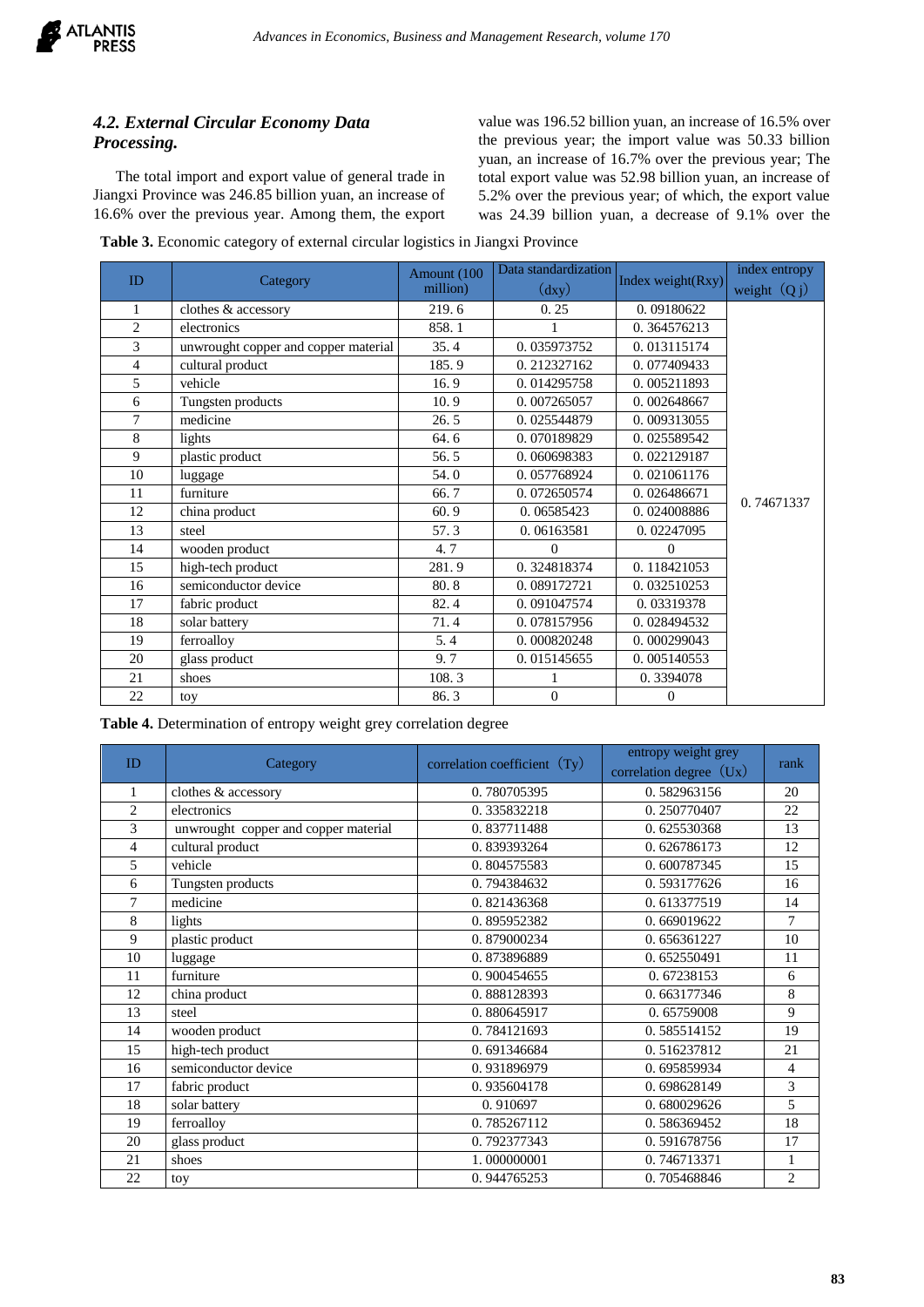### *4.2. External Circular Economy Data Processing.*

The total import and export value of general trade in Jiangxi Province was 246.85 billion yuan, an increase of 16.6% over the previous year. Among them, the export value was 196.52 billion yuan, an increase of 16.5% over the previous year; the import value was 50.33 billion yuan, an increase of 16.7% over the previous year; The total export value was 52.98 billion yuan, an increase of 5.2% over the previous year; of which, the export value was 24.39 billion yuan, a decrease of 9.1% over the

**Table 3.** Economic category of external circular logistics in Jiangxi Province

| ID | Category | Amount (100 million) | Data standardization (dxy) | Index weight(Rxy) | index entropy weight (Qj) |
|---|---|---|---|---|---|
| 1 | clothes & accessory | 219. 6 | 0. 25 | 0. 09180622 | 0. 74671337 |
| 2 | electronics | 858. 1 | 1 | 0. 364576213 | |
| 3 | unwrought copper and copper material | 35. 4 | 0. 035973752 | 0. 013115174 | |
| 4 | cultural product | 185. 9 | 0. 212327162 | 0. 077409433 | |
| 5 | vehicle | 16. 9 | 0. 014295758 | 0. 005211893 | |
| 6 | Tungsten products | 10. 9 | 0. 007265057 | 0. 002648667 | |
| 7 | medicine | 26. 5 | 0. 025544879 | 0. 009313055 | |
| 8 | lights | 64. 6 | 0. 070189829 | 0. 025589542 | |
| 9 | plastic product | 56. 5 | 0. 060698383 | 0. 022129187 | |
| 10 | luggage | 54. 0 | 0. 057768924 | 0. 021061176 | |
| 11 | furniture | 66. 7 | 0. 072650574 | 0. 026486671 | |
| 12 | china product | 60. 9 | 0. 06585423 | 0. 024008886 | |
| 13 | steel | 57. 3 | 0. 06163581 | 0. 02247095 | |
| 14 | wooden product | 4. 7 | 0 | 0 | |
| 15 | high-tech product | 281. 9 | 0. 324818374 | 0. 118421053 | |
| 16 | semiconductor device | 80. 8 | 0. 089172721 | 0. 032510253 | |
| 17 | fabric product | 82. 4 | 0. 091047574 | 0. 03319378 | |
| 18 | solar battery | 71. 4 | 0. 078157956 | 0. 028494532 | |
| 19 | ferroalloy | 5. 4 | 0. 000820248 | 0. 000299043 | |
| 20 | glass product | 9. 7 | 0. 015145655 | 0. 005140553 | |
| 21 | shoes | 108. 3 | 1 | 0. 3394078 | |
| 22 | toy | 86. 3 | 0 | 0 | |

**Table 4.** Determination of entropy weight grey correlation degree

| ID | Category | correlation coefficient (Ty) | entropy weight grey correlation degree (Ux) | rank |
|---|---|---|---|---|
| 1 | clothes & accessory | 0. 780705395 | 0. 582963156 | 20 |
| 2 | electronics | 0. 335832218 | 0. 250770407 | 22 |
| 3 | unwrought copper and copper material | 0. 837711488 | 0. 625530368 | 13 |
| 4 | cultural product | 0. 839393264 | 0. 626786173 | 12 |
| 5 | vehicle | 0. 804575583 | 0. 600787345 | 15 |
| 6 | Tungsten products | 0. 794384632 | 0. 593177626 | 16 |
| 7 | medicine | 0. 821436368 | 0. 613377519 | 14 |
| 8 | lights | 0. 895952382 | 0. 669019622 | 7 |
| 9 | plastic product | 0. 879000234 | 0. 656361227 | 10 |
| 10 | luggage | 0. 873896889 | 0. 652550491 | 11 |
| 11 | furniture | 0. 900454655 | 0. 67238153 | 6 |
| 12 | china product | 0. 888128393 | 0. 663177346 | 8 |
| 13 | steel | 0. 880645917 | 0. 65759008 | 9 |
| 14 | wooden product | 0. 784121693 | 0. 585514152 | 19 |
| 15 | high-tech product | 0. 691346684 | 0. 516237812 | 21 |
| 16 | semiconductor device | 0. 931896979 | 0. 695859934 | 4 |
| 17 | fabric product | 0. 935604178 | 0. 698628149 | 3 |
| 18 | solar battery | 0. 910697 | 0. 680029626 | 5 |
| 19 | ferroalloy | 0. 785267112 | 0. 586369452 | 18 |
| 20 | glass product | 0. 792377343 | 0. 591678756 | 17 |
| 21 | shoes | 1. 000000001 | 0. 746713371 | 1 |
| 22 | toy | 0. 944765253 | 0. 705468846 | 2 |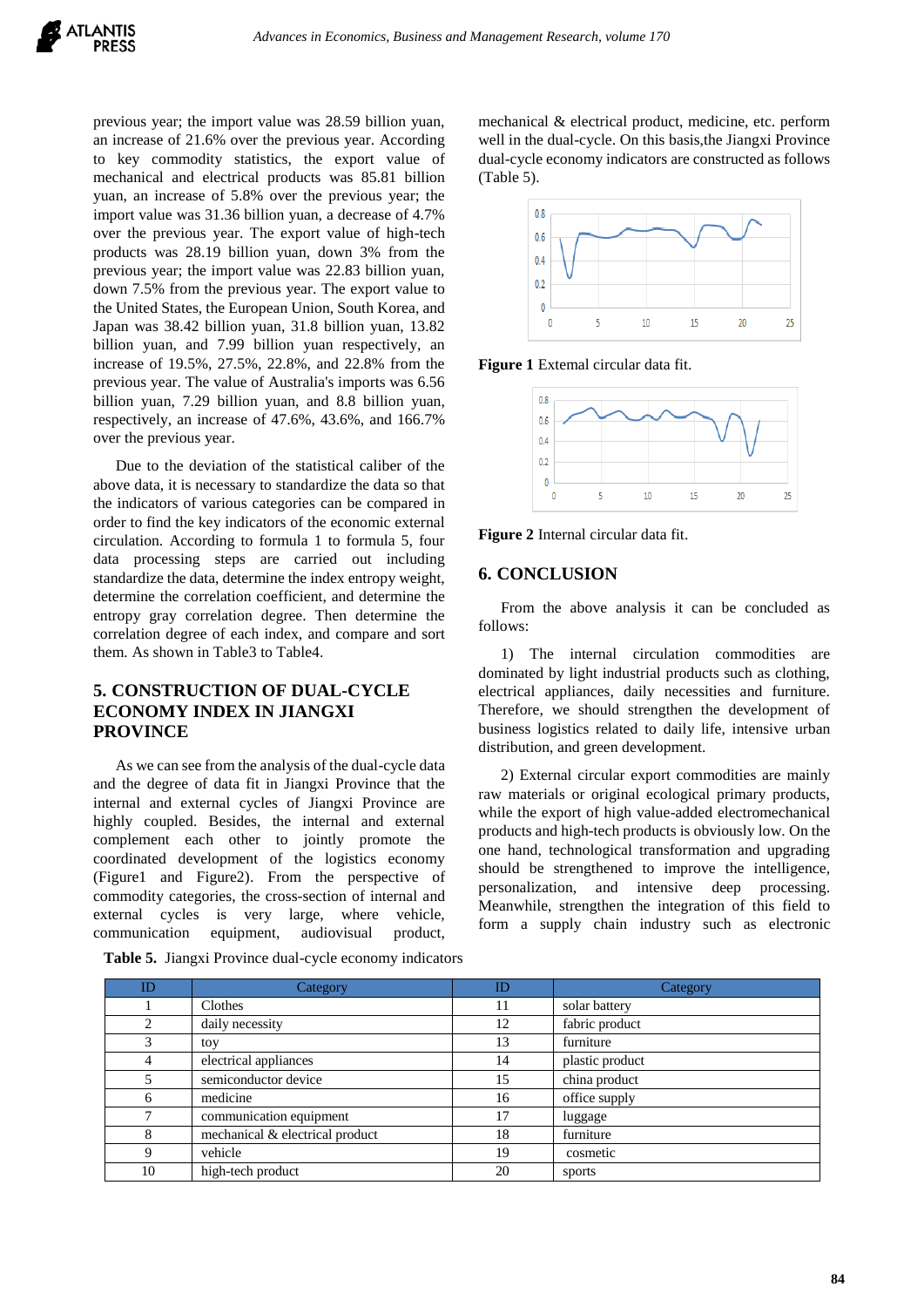previous year; the import value was 28.59 billion yuan, an increase of 21.6% over the previous year. According to key commodity statistics, the export value of mechanical and electrical products was 85.81 billion yuan, an increase of 5.8% over the previous year; the import value was 31.36 billion yuan, a decrease of 4.7% over the previous year. The export value of high-tech products was 28.19 billion yuan, down 3% from the previous year; the import value was 22.83 billion yuan, down 7.5% from the previous year. The export value to the United States, the European Union, South Korea, and Japan was 38.42 billion yuan, 31.8 billion yuan, 13.82 billion yuan, and 7.99 billion yuan respectively, an increase of 19.5%, 27.5%, 22.8%, and 22.8% from the previous year. The value of Australia's imports was 6.56 billion yuan, 7.29 billion yuan, and 8.8 billion yuan, respectively, an increase of 47.6%, 43.6%, and 166.7% over the previous year.

Due to the deviation of the statistical caliber of the above data, it is necessary to standardize the data so that the indicators of various categories can be compared in order to find the key indicators of the economic external circulation. According to formula 1 to formula 5, four data processing steps are carried out including standardize the data, determine the index entropy weight, determine the correlation coefficient, and determine the entropy gray correlation degree. Then determine the correlation degree of each index, and compare and sort them. As shown in Table3 to Table4.

## 5. CONSTRUCTION OF DUAL-CYCLE ECONOMY INDEX IN JIANGXI PROVINCE

As we can see from the analysis of the dual-cycle data and the degree of data fit in Jiangxi Province that the internal and external cycles of Jiangxi Province are highly coupled. Besides, the internal and external complement each other to jointly promote the coordinated development of the logistics economy (Figure1 and Figure2). From the perspective of commodity categories, the cross-section of internal and external cycles is very large, where vehicle, communication equipment, audiovisual product, mechanical & electrical product, medicine, etc. perform well in the dual-cycle. On this basis,the Jiangxi Province dual-cycle economy indicators are constructed as follows (Table 5).

**Figure 1** Extemal circular data fit.

**Figure 2** Internal circular data fit.

**Table 5.** Jiangxi Province dual-cycle economy indicators

| ID | Category | ID | Category |
|---|---|---|---|
| 1 | Clothes | 11 | solar battery |
| 2 | daily necessity | 12 | fabric product |
| 3 | toy | 13 | furniture |
| 4 | electrical appliances | 14 | plastic product |
| 5 | semiconductor device | 15 | china product |
| 6 | medicine | 16 | office supply |
| 7 | communication equipment | 17 | luggage |
| 8 | mechanical & electrical product | 18 | furniture |
| 9 | vehicle | 19 | cosmetic |
| 10 | high-tech product | 20 | sports |

## 6. CONCLUSION

From the above analysis it can be concluded as follows:

1) The internal circulation commodities are dominated by light industrial products such as clothing, electrical appliances, daily necessities and furniture. Therefore, we should strengthen the development of business logistics related to daily life, intensive urban distribution, and green development.

2) External circular export commodities are mainly raw materials or original ecological primary products, while the export of high value-added electromechanical products and high-tech products is obviously low. On the one hand, technological transformation and upgrading should be strengthened to improve the intelligence, personalization, and intensive deep processing. Meanwhile, strengthen the integration of this field to form a supply chain industry such as electronic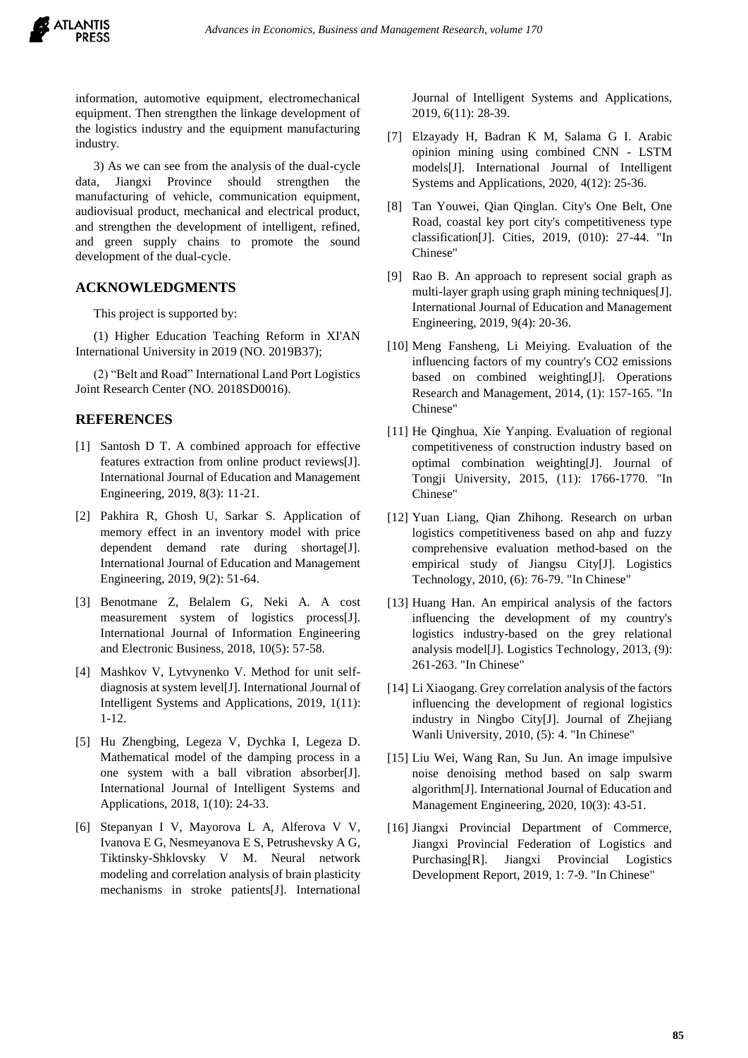information, automotive equipment, electromechanical equipment. Then strengthen the linkage development of the logistics industry and the equipment manufacturing industry.

3) As we can see from the analysis of the dual-cycle data, Jiangxi Province should strengthen the manufacturing of vehicle, communication equipment, audiovisual product, mechanical and electrical product, and strengthen the development of intelligent, refined, and green supply chains to promote the sound development of the dual-cycle.

## ACKNOWLEDGMENTS

This project is supported by:

(1) Higher Education Teaching Reform in XI'AN International University in 2019 (NO. 2019B37);

(2) "Belt and Road" International Land Port Logistics Joint Research Center (NO. 2018SD0016).

## REFERENCES

[1] Santosh D T. A combined approach for effective features extraction from online product reviews[J]. International Journal of Education and Management Engineering, 2019, 8(3): 11-21.

[2] Pakhira R, Ghosh U, Sarkar S. Application of memory effect in an inventory model with price dependent demand rate during shortage[J]. International Journal of Education and Management Engineering, 2019, 9(2): 51-64.

[3] Benotmane Z, Belalem G, Neki A. A cost measurement system of logistics process[J]. International Journal of Information Engineering and Electronic Business, 2018, 10(5): 57-58.

[4] Mashkov V, Lytvynenko V. Method for unit self-diagnosis at system level[J]. International Journal of Intelligent Systems and Applications, 2019, 1(11): 1-12.

[5] Hu Zhengbing, Legeza V, Dychka I, Legeza D. Mathematical model of the damping process in a one system with a ball vibration absorber[J]. International Journal of Intelligent Systems and Applications, 2018, 1(10): 24-33.

[6] Stepanyan I V, Mayorova L A, Alferova V V, Ivanova E G, Nesmeyanova E S, Petrushevsky A G, Tiktinsky-Shklovsky V M. Neural network modeling and correlation analysis of brain plasticity mechanisms in stroke patients[J]. International Journal of Intelligent Systems and Applications, 2019, 6(11): 28-39.

[7] Elzayady H, Badran K M, Salama G I. Arabic opinion mining using combined CNN - LSTM models[J]. International Journal of Intelligent Systems and Applications, 2020, 4(12): 25-36.

[8] Tan Youwei, Qian Qinglan. City's One Belt, One Road, coastal key port city's competitiveness type classification[J]. Cities, 2019, (010): 27-44. "In Chinese"

[9] Rao B. An approach to represent social graph as multi-layer graph using graph mining techniques[J]. International Journal of Education and Management Engineering, 2019, 9(4): 20-36.

[10] Meng Fansheng, Li Meiying. Evaluation of the influencing factors of my country's CO2 emissions based on combined weighting[J]. Operations Research and Management, 2014, (1): 157-165. "In Chinese"

[11] He Qinghua, Xie Yanping. Evaluation of regional competitiveness of construction industry based on optimal combination weighting[J]. Journal of Tongji University, 2015, (11): 1766-1770. "In Chinese"

[12] Yuan Liang, Qian Zhihong. Research on urban logistics competitiveness based on ahp and fuzzy comprehensive evaluation method-based on the empirical study of Jiangsu City[J]. Logistics Technology, 2010, (6): 76-79. "In Chinese"

[13] Huang Han. An empirical analysis of the factors influencing the development of my country's logistics industry-based on the grey relational analysis model[J]. Logistics Technology, 2013, (9): 261-263. "In Chinese"

[14] Li Xiaogang. Grey correlation analysis of the factors influencing the development of regional logistics industry in Ningbo City[J]. Journal of Zhejiang Wanli University, 2010, (5): 4. "In Chinese"

[15] Liu Wei, Wang Ran, Su Jun. An image impulsive noise denoising method based on salp swarm algorithm[J]. International Journal of Education and Management Engineering, 2020, 10(3): 43-51.

[16] Jiangxi Provincial Department of Commerce, Jiangxi Provincial Federation of Logistics and Purchasing[R]. Jiangxi Provincial Logistics Development Report, 2019, 1: 7-9. "In Chinese"